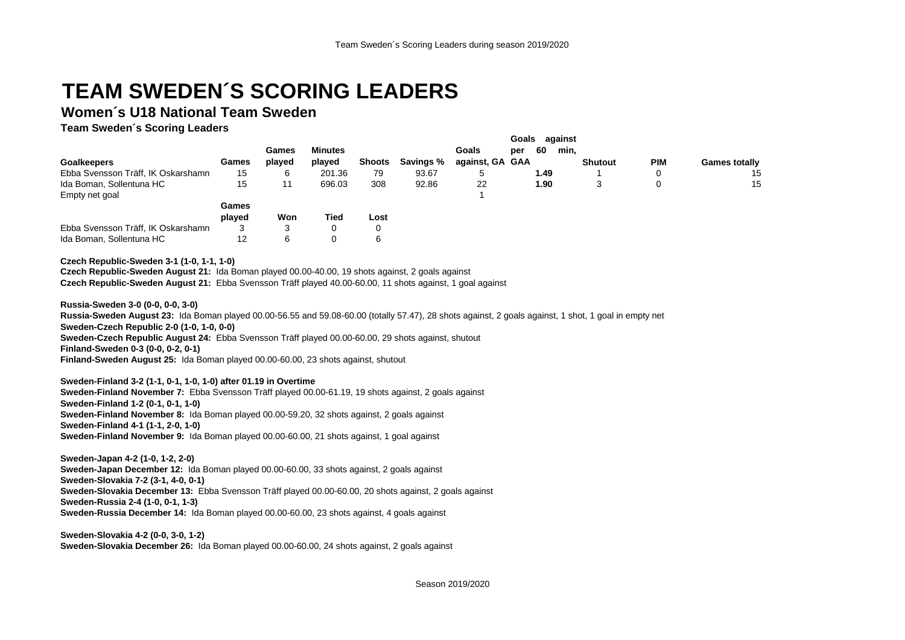# TEAM SWEDEN´S SCORING LEADERS

## Women´s U18 National Team Sweden

### Team Sweden´s Scoring Leaders

| Goalkeepers | Games | Games played | Minutes played | Shoots | Savings % | Goals against, GA | Goals against per 60 min, GAA | Shutout | PIM | Games totally |
|---|---|---|---|---|---|---|---|---|---|---|
| Ebba Svensson Träff, IK Oskarshamn | 15 | 6 | 201.36 | 79 | 93.67 | 5 | **1.49** | 1 | 0 | 15 |
| Ida Boman, Sollentuna HC | 15 | 11 | 696.03 | 308 | 92.86 | 22 | **1.90** | 3 | 0 | 15 |
| Empty net goal | | | | | | 1 | | | | |

| | Games played | Won | Tied | Lost |
|---|---|---|---|---|
| Ebba Svensson Träff, IK Oskarshamn | 3 | 3 | 0 | 0 |
| Ida Boman, Sollentuna HC | 12 | 6 | 0 | 6 |

**Czech Republic-Sweden 3-1 (1-0, 1-1, 1-0)**
**Czech Republic-Sweden August 21:** Ida Boman played 00.00-40.00, 19 shots against, 2 goals against
**Czech Republic-Sweden August 21:** Ebba Svensson Träff played 40.00-60.00, 11 shots against, 1 goal against

**Russia-Sweden 3-0 (0-0, 0-0, 3-0)**
**Russia-Sweden August 23:** Ida Boman played 00.00-56.55 and 59.08-60.00 (totally 57.47), 28 shots against, 2 goals against, 1 shot, 1 goal in empty net
**Sweden-Czech Republic 2-0 (1-0, 1-0, 0-0)**
**Sweden-Czech Republic August 24:** Ebba Svensson Träff played 00.00-60.00, 29 shots against, shutout
**Finland-Sweden 0-3 (0-0, 0-2, 0-1)**
**Finland-Sweden August 25:** Ida Boman played 00.00-60.00, 23 shots against, shutout

**Sweden-Finland 3-2 (1-1, 0-1, 1-0, 1-0) after 01.19 in Overtime**
**Sweden-Finland November 7:** Ebba Svensson Träff played 00.00-61.19, 19 shots against, 2 goals against
**Sweden-Finland 1-2 (0-1, 0-1, 1-0)**
**Sweden-Finland November 8:** Ida Boman played 00.00-59.20, 32 shots against, 2 goals against
**Sweden-Finland 4-1 (1-1, 2-0, 1-0)**
**Sweden-Finland November 9:** Ida Boman played 00.00-60.00, 21 shots against, 1 goal against

**Sweden-Japan 4-2 (1-0, 1-2, 2-0)**
**Sweden-Japan December 12:** Ida Boman played 00.00-60.00, 33 shots against, 2 goals against
**Sweden-Slovakia 7-2 (3-1, 4-0, 0-1)**
**Sweden-Slovakia December 13:** Ebba Svensson Träff played 00.00-60.00, 20 shots against, 2 goals against
**Sweden-Russia 2-4 (1-0, 0-1, 1-3)**
**Sweden-Russia December 14:** Ida Boman played 00.00-60.00, 23 shots against, 4 goals against

**Sweden-Slovakia 4-2 (0-0, 3-0, 1-2)**
**Sweden-Slovakia December 26:** Ida Boman played 00.00-60.00, 24 shots against, 2 goals against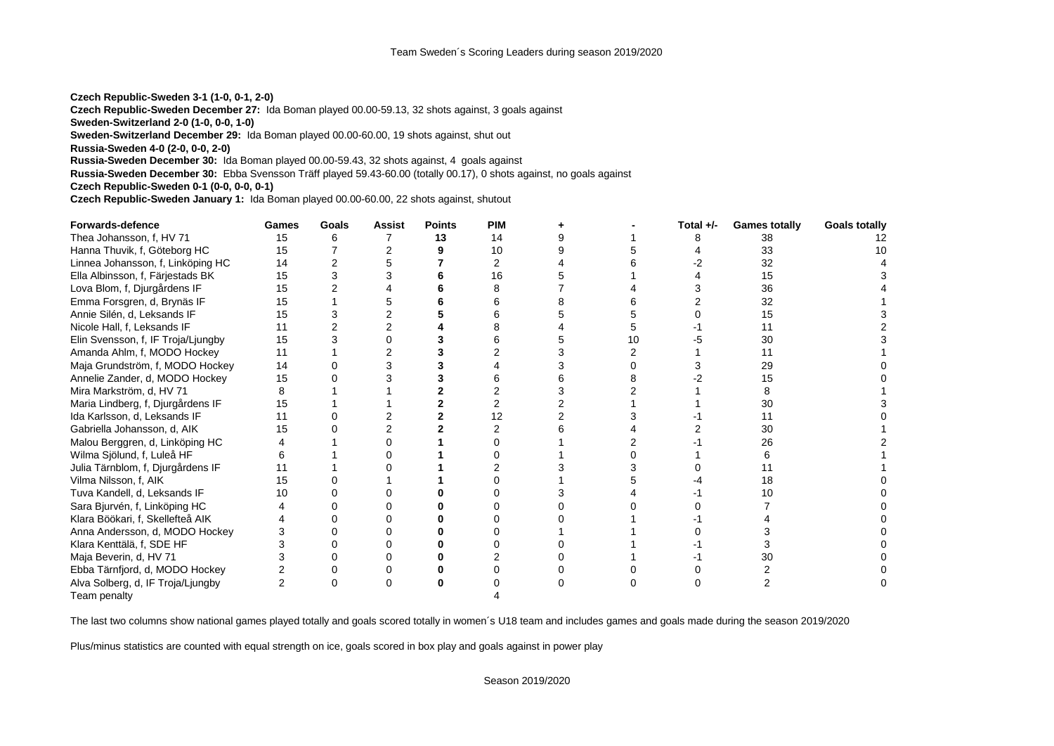Team Sweden´s Scoring Leaders during season 2019/2020

**Czech Republic-Sweden 3-1 (1-0, 0-1, 2-0)**
**Czech Republic-Sweden December 27:** Ida Boman played 00.00-59.13, 32 shots against, 3 goals against
**Sweden-Switzerland 2-0 (1-0, 0-0, 1-0)**
**Sweden-Switzerland December 29:** Ida Boman played 00.00-60.00, 19 shots against, shut out
**Russia-Sweden 4-0 (2-0, 0-0, 2-0)**
**Russia-Sweden December 30:** Ida Boman played 00.00-59.43, 32 shots against, 4 goals against
**Russia-Sweden December 30:** Ebba Svensson Träff played 59.43-60.00 (totally 00.17), 0 shots against, no goals against
**Czech Republic-Sweden 0-1 (0-0, 0-0, 0-1)**
**Czech Republic-Sweden January 1:** Ida Boman played 00.00-60.00, 22 shots against, shutout

| Forwards-defence | Games | Goals | Assist | Points | PIM | + | - | Total +/- | Games totally | Goals totally |
|---|---|---|---|---|---|---|---|---|---|---|
| Thea Johansson, f, HV 71 | 15 | 6 | 7 | **13** | 14 | 9 | 1 | 8 | 38 | 12 |
| Hanna Thuvik, f, Göteborg HC | 15 | 7 | 2 | **9** | 10 | 9 | 5 | 4 | 33 | 10 |
| Linnea Johansson, f, Linköping HC | 14 | 2 | 5 | **7** | 2 | 4 | 6 | -2 | 32 | 4 |
| Ella Albinsson, f, Färjestads BK | 15 | 3 | 3 | **6** | 16 | 5 | 1 | 4 | 15 | 3 |
| Lova Blom, f, Djurgårdens IF | 15 | 2 | 4 | **6** | 8 | 7 | 4 | 3 | 36 | 4 |
| Emma Forsgren, d, Brynäs IF | 15 | 1 | 5 | **6** | 6 | 8 | 6 | 2 | 32 | 1 |
| Annie Silén, d, Leksands IF | 15 | 3 | 2 | **5** | 6 | 5 | 5 | 0 | 15 | 3 |
| Nicole Hall, f, Leksands IF | 11 | 2 | 2 | **4** | 8 | 4 | 5 | -1 | 11 | 2 |
| Elin Svensson, f, IF Troja/Ljungby | 15 | 3 | 0 | **3** | 6 | 5 | 10 | -5 | 30 | 3 |
| Amanda Ahlm, f, MODO Hockey | 11 | 1 | 2 | **3** | 2 | 3 | 2 | 1 | 11 | 1 |
| Maja Grundström, f, MODO Hockey | 14 | 0 | 3 | **3** | 4 | 3 | 0 | 3 | 29 | 0 |
| Annelie Zander, d, MODO Hockey | 15 | 0 | 3 | **3** | 6 | 6 | 8 | -2 | 15 | 0 |
| Mira Markström, d, HV 71 | 8 | 1 | 1 | **2** | 2 | 3 | 2 | 1 | 8 | 1 |
| Maria Lindberg, f, Djurgårdens IF | 15 | 1 | 1 | **2** | 2 | 2 | 1 | 1 | 30 | 3 |
| Ida Karlsson, d, Leksands IF | 11 | 0 | 2 | **2** | 12 | 2 | 3 | -1 | 11 | 0 |
| Gabriella Johansson, d, AIK | 15 | 0 | 2 | **2** | 2 | 6 | 4 | 2 | 30 | 1 |
| Malou Berggren, d, Linköping HC | 4 | 1 | 0 | **1** | 0 | 1 | 2 | -1 | 26 | 2 |
| Wilma Sjölund, f, Luleå HF | 6 | 1 | 0 | **1** | 0 | 1 | 0 | 1 | 6 | 1 |
| Julia Tärnblom, f, Djurgårdens IF | 11 | 1 | 0 | **1** | 2 | 3 | 3 | 0 | 11 | 1 |
| Vilma Nilsson, f, AIK | 15 | 0 | 1 | **1** | 0 | 1 | 5 | -4 | 18 | 0 |
| Tuva Kandell, d, Leksands IF | 10 | 0 | 0 | **0** | 0 | 3 | 4 | -1 | 10 | 0 |
| Sara Bjurvén, f, Linköping HC | 4 | 0 | 0 | **0** | 0 | 0 | 0 | 0 | 7 | 0 |
| Klara Böökari, f, Skellefteå AIK | 4 | 0 | 0 | **0** | 0 | 0 | 1 | -1 | 4 | 0 |
| Anna Andersson, d, MODO Hockey | 3 | 0 | 0 | **0** | 0 | 1 | 1 | 0 | 3 | 0 |
| Klara Kenttälä, f, SDE HF | 3 | 0 | 0 | **0** | 0 | 0 | 1 | -1 | 3 | 0 |
| Maja Beverin, d, HV 71 | 3 | 0 | 0 | **0** | 2 | 0 | 1 | -1 | 30 | 0 |
| Ebba Tärnfjord, d, MODO Hockey | 2 | 0 | 0 | **0** | 0 | 0 | 0 | 0 | 2 | 0 |
| Alva Solberg, d, IF Troja/Ljungby | 2 | 0 | 0 | **0** | 0 | 0 | 0 | 0 | 2 | 0 |
| Team penalty | | | | | 4 | | | | | |

The last two columns show national games played totally and goals scored totally in women´s U18 team and includes games and goals made during the season 2019/2020

Plus/minus statistics are counted with equal strength on ice, goals scored in box play and goals against in power play

Season 2019/2020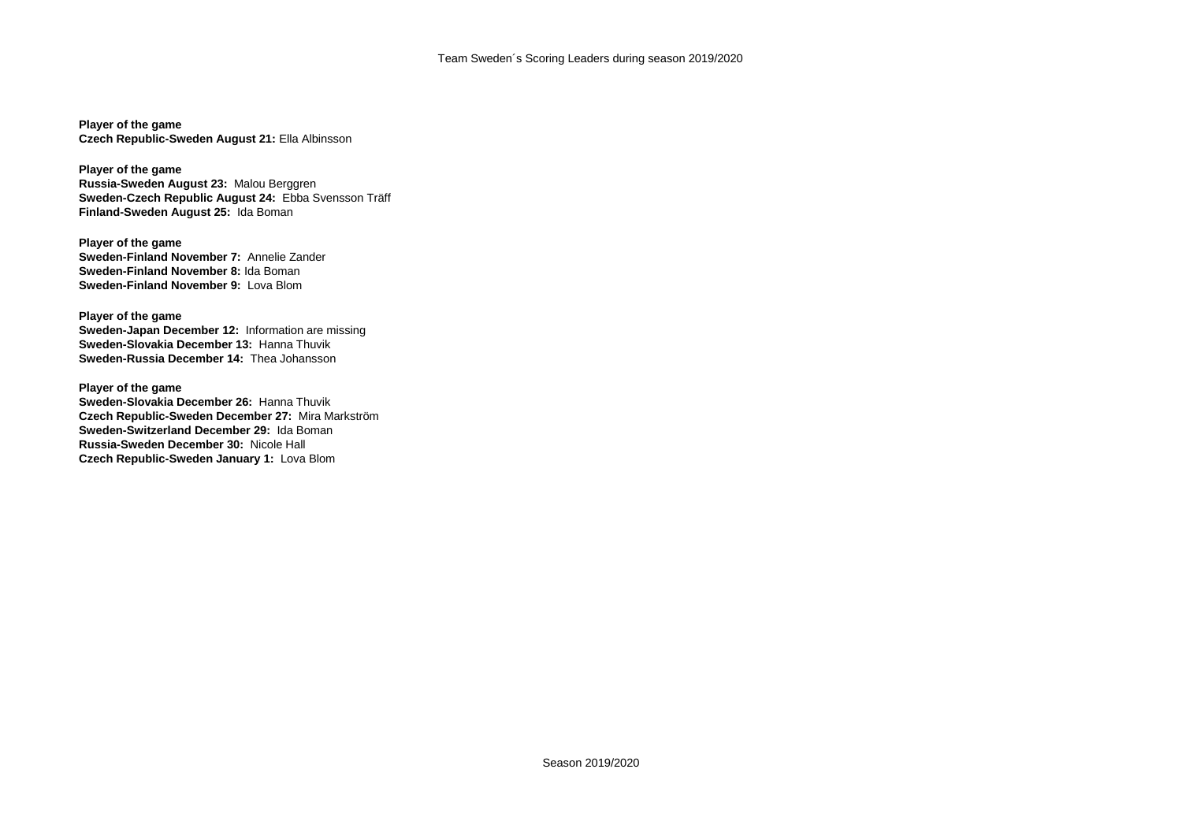**Player of the game**
**Czech Republic-Sweden August 21:** Ella Albinsson

**Player of the game**
**Russia-Sweden August 23:** Malou Berggren
**Sweden-Czech Republic August 24:** Ebba Svensson Träff
**Finland-Sweden August 25:** Ida Boman

**Player of the game**
**Sweden-Finland November 7:** Annelie Zander
**Sweden-Finland November 8:** Ida Boman
**Sweden-Finland November 9:** Lova Blom

**Player of the game**
**Sweden-Japan December 12:** Information are missing
**Sweden-Slovakia December 13:** Hanna Thuvik
**Sweden-Russia December 14:** Thea Johansson

**Player of the game**
**Sweden-Slovakia December 26:** Hanna Thuvik
**Czech Republic-Sweden December 27:** Mira Markström
**Sweden-Switzerland December 29:** Ida Boman
**Russia-Sweden December 30:** Nicole Hall
**Czech Republic-Sweden January 1:** Lova Blom